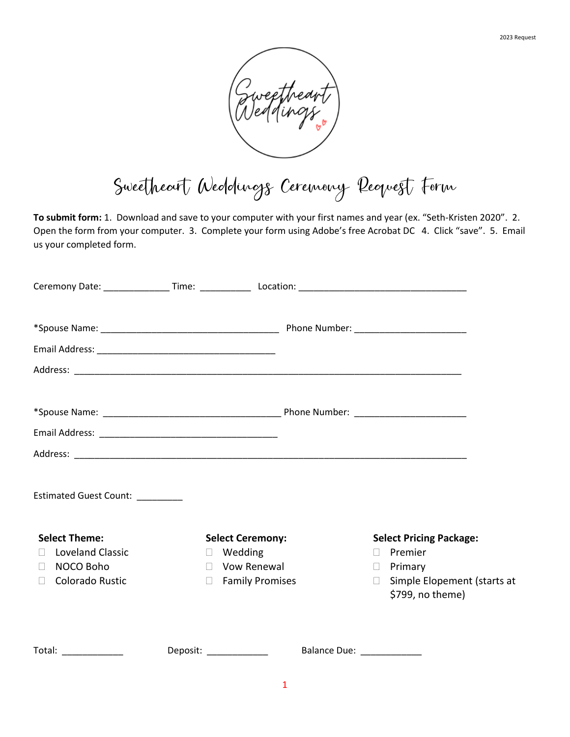2023 Request

# Sweetheart Weddings Ceremony Request Form

**To submit form:** 1. Download and save to your computer with your first names and year (ex. "Seth-Kristen 2020". 2. Open the form from your computer. 3. Complete your form using Adobe's free Acrobat DC 4. Click "save". 5. Email us your completed form.

Ceremony Date: _____________ Time: __________ Location: _________________________________

*Spouse Name: ___________________________________ Phone Number: ______________________

Email Address: ___________________________________

Address: ____________________________________________________________________________

*Spouse Name: ___________________________________ Phone Number: ______________________

Email Address: ___________________________________

Address: ____________________________________________________________________________

Estimated Guest Count: _________

**Select Theme:**

- ☐ Loveland Classic
- ☐ NOCO Boho
- ☐ Colorado Rustic

**Select Ceremony:**

- ☐ Wedding
- ☐ Vow Renewal
- ☐ Family Promises

**Select Pricing Package:**

- ☐ Premier
- ☐ Primary
- ☐ Simple Elopement (starts at $799, no theme)

Total: ____________ Deposit: ____________ Balance Due: ____________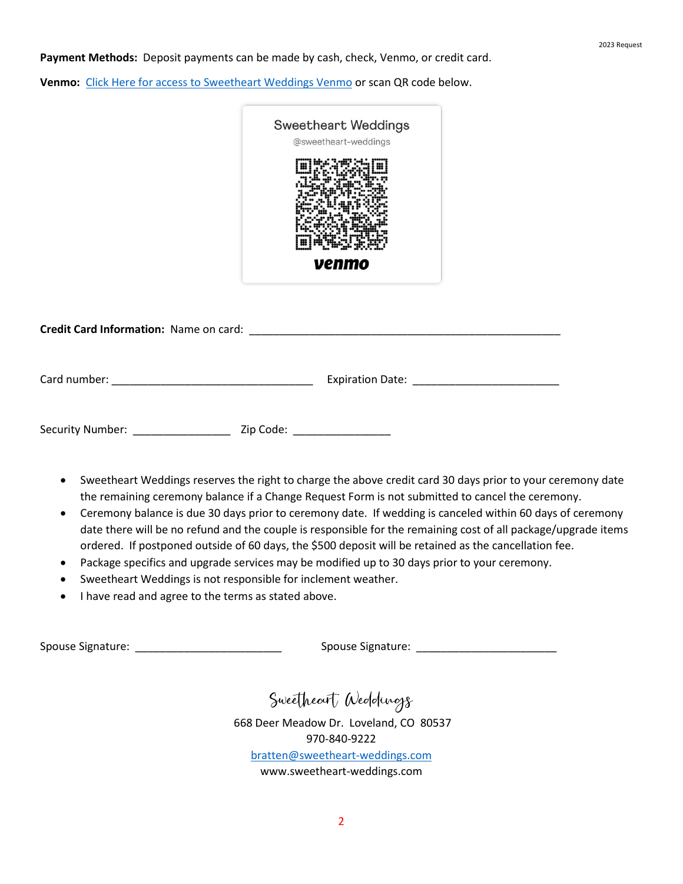**Payment Methods:** Deposit payments can be made by cash, check, Venmo, or credit card.

**Venmo:** [Click Here for access to Sweetheart Weddings Venmo] or scan QR code below.

Sweetheart Weddings
@sweetheart-weddings
venmo

**Credit Card Information:** Name on card: ____________________________________________________

Card number: _________________________________ Expiration Date: ________________________

Security Number: ________________ Zip Code: ________________

- Sweetheart Weddings reserves the right to charge the above credit card 30 days prior to your ceremony date the remaining ceremony balance if a Change Request Form is not submitted to cancel the ceremony.
- Ceremony balance is due 30 days prior to ceremony date. If wedding is canceled within 60 days of ceremony date there will be no refund and the couple is responsible for the remaining cost of all package/upgrade items ordered. If postponed outside of 60 days, the $500 deposit will be retained as the cancellation fee.
- Package specifics and upgrade services may be modified up to 30 days prior to your ceremony.
- Sweetheart Weddings is not responsible for inclement weather.
- I have read and agree to the terms as stated above.

Spouse Signature: ________________________ Spouse Signature: _______________________

*Sweetheart Weddings*

668 Deer Meadow Dr. Loveland, CO 80537
970-840-9222
bratten@sweetheart-weddings.com
www.sweetheart-weddings.com